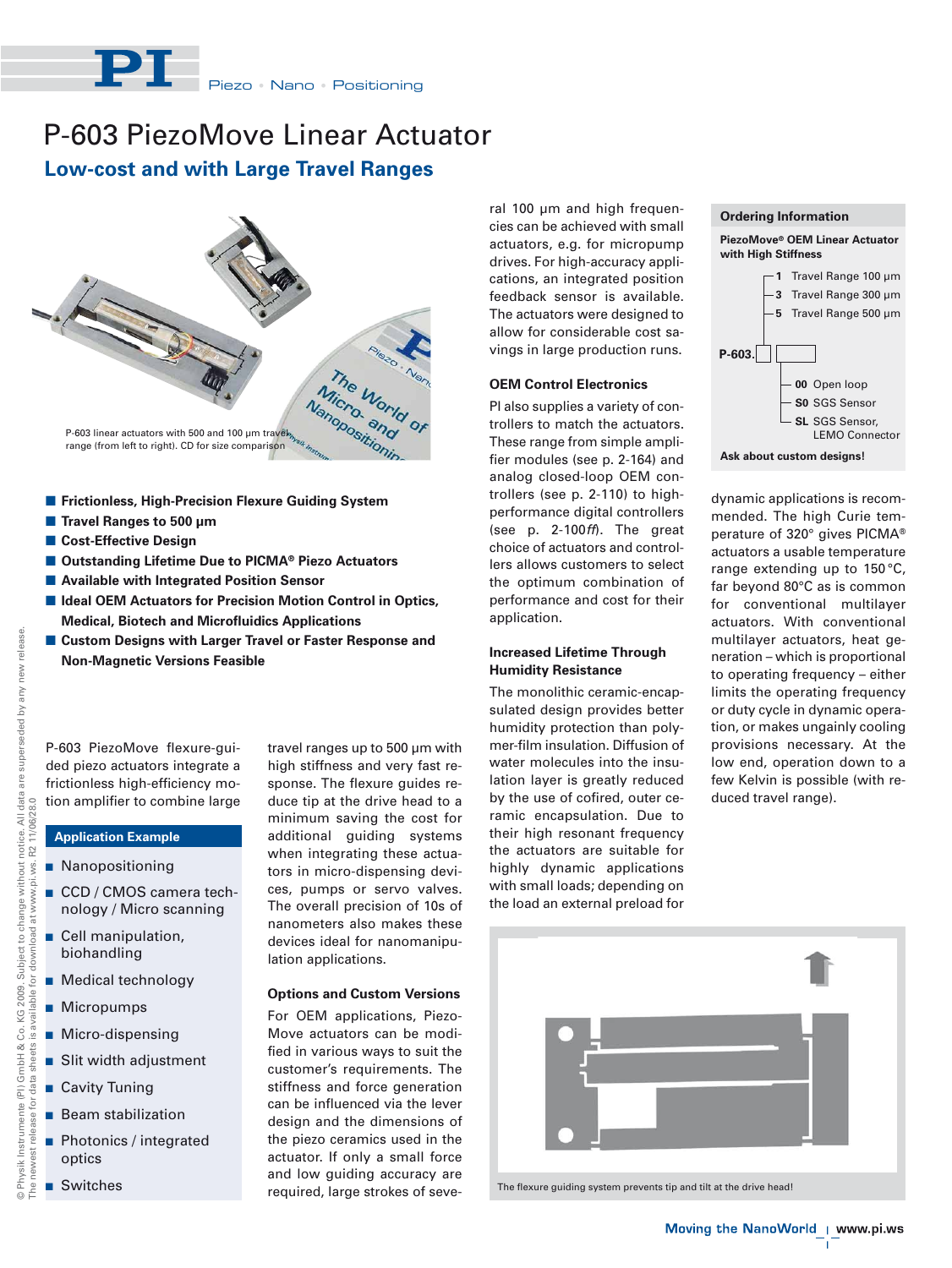# P-603 PiezoMove Linear Actuator

## Low-cost and with Large Travel Ranges

P-603 linear actuators with 500 and 100 µm travel range (from left to right). CD for size comparison

- **Frictionless, High-Precision Flexure Guiding System**
- **Travel Ranges to 500 µm**
- **Cost-Effective Design**
- **Outstanding Lifetime Due to PICMA® Piezo Actuators**
- **Available with Integrated Position Sensor**
- **Ideal OEM Actuators for Precision Motion Control in Optics, Medical, Biotech and Microfluidics Applications**
- **Custom Designs with Larger Travel or Faster Response and Non-Magnetic Versions Feasible**

P-603 PiezoMove flexure-guided piezo actuators integrate a frictionless high-efficiency motion amplifier to combine large travel ranges up to 500 µm with high stiffness and very fast response. The flexure guides reduce tip at the drive head to a minimum saving the cost for additional guiding systems when integrating these actuators in micro-dispensing devices, pumps or servo valves. The overall precision of 10s of nanometers also makes these devices ideal for nanomanipulation applications.

### Application Example

- Nanopositioning
- CCD / CMOS camera technology / Micro scanning
- Cell manipulation, biohandling
- Medical technology
- Micropumps
- Micro-dispensing
- Slit width adjustment
- Cavity Tuning
- Beam stabilization
- Photonics / integrated optics
- Switches

### Options and Custom Versions

For OEM applications, PiezoMove actuators can be modified in various ways to suit the customer's requirements. The stiffness and force generation can be influenced via the lever design and the dimensions of the piezo ceramics used in the actuator. If only a small force and low guiding accuracy are required, large strokes of several 100 µm and high frequencies can be achieved with small actuators, e.g. for micropump drives. For high-accuracy applications, an integrated position feedback sensor is available. The actuators were designed to allow for considerable cost savings in large production runs.

### OEM Control Electronics

PI also supplies a variety of controllers to match the actuators. These range from simple amplifier modules (see p. 2-164) and analog closed-loop OEM controllers (see p. 2-110) to high-performance digital controllers (see p. 2-100*ff*). The great choice of actuators and controllers allows customers to select the optimum combination of performance and cost for their application.

### Increased Lifetime Through Humidity Resistance

The monolithic ceramic-encapsulated design provides better humidity protection than polymer-film insulation. Diffusion of water molecules into the insulation layer is greatly reduced by the use of cofired, outer ceramic encapsulation. Due to their high resonant frequency the actuators are suitable for highly dynamic applications with small loads; depending on the load an external preload for dynamic applications is recommended. The high Curie temperature of 320° gives PICMA® actuators a usable temperature range extending up to 150 °C, far beyond 80°C as is common for conventional multilayer actuators. With conventional multilayer actuators, heat generation – which is proportional to operating frequency – either limits the operating frequency or duty cycle in dynamic operation, or makes ungainly cooling provisions necessary. At the low end, operation down to a few Kelvin is possible (with reduced travel range).

### Ordering Information

**PiezoMove® OEM Linear Actuator with High Stiffness**

P-603.[ ][ ]

- **1** Travel Range 100 µm
- **3** Travel Range 300 µm
- **5** Travel Range 500 µm

- **00** Open loop
- **S0** SGS Sensor
- **SL** SGS Sensor, LEMO Connector

**Ask about custom designs!**

The flexure guiding system prevents tip and tilt at the drive head!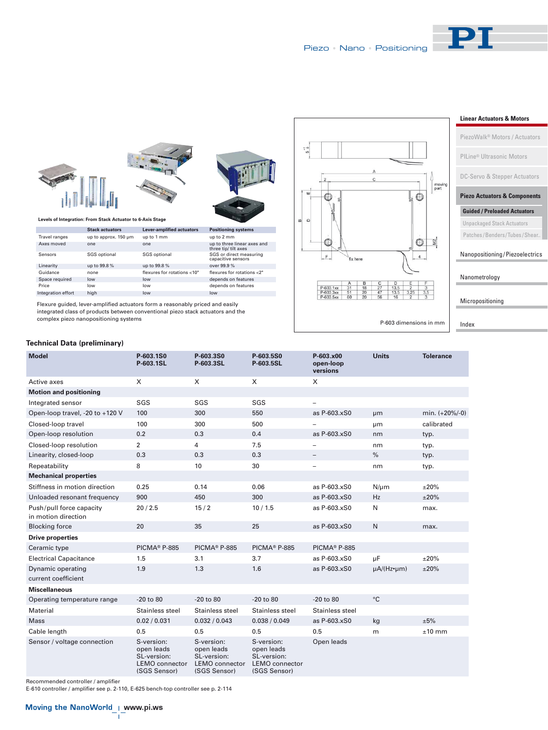Levels of Integration: From Stack Actuator to 6-Axis Stage

| | Stack actuators | Lever-amplified actuators | Positioning systems |
|---|---|---|---|
| Travel ranges | up to approx. 150 µm | up to 1 mm | up to 2 mm |
| Axes moved | one | one | up to three linear axes and three tip/ tilt axes |
| Sensors | SGS optional | SGS optional | SGS or direct measuring capacitive sensors |
| Linearity | up to 99.8 % | up to 99.8 % | over 99.9 % |
| Guidance | none | flexures for rotations <10" | flexures for rotations <2" |
| Space required | low | low | depends on features |
| Price | low | low | depends on features |
| Integration effort | high | low | low |

Flexure guided, lever-amplified actuators form a reasonably priced and easily integrated class of products between conventional piezo stack actuators and the complex piezo nanopositioning systems

| | A | B | C | D | E | F |
|---|---|---|---|---|---|---|
| P-603.1xx | 31 | 18 | 27 | 13.5 | 2 | 3 |
| P-603.3xx | 51 | 20 | 47 | 13.5 | 3.25 | 3.5 |
| P-603.5xx | 60 | 20 | 56 | 16 | 2 | 3 |

P-603 dimensions in mm

Linear Actuators & Motors

PieZoWalk® Motors / Actuators

PILine® Ultrasonic Motors

DC-Servo & Stepper Actuators

Piezo Actuators & Components

Guided / Preloaded Actuators

Unpackaged Stack Actuators

Patches / Benders / Tubes / Shear..

Nanopositioning / Piezoelectrics

Nanometrology

Micropositioning

Index

## Technical Data (preliminary)

| Model | P-603.1S0 P-603.1SL | P-603.3S0 P-603.3SL | P-603.5S0 P-603.5SL | P-603.x00 open-loop versions | Units | Tolerance |
|---|---|---|---|---|---|---|
| Active axes | X | X | X | X | | |
| **Motion and positioning** | | | | | | |
| Integrated sensor | SGS | SGS | SGS | – | | |
| Open-loop travel, -20 to +120 V | 100 | 300 | 550 | as P-603.xS0 | µm | min. (+20%/-0) |
| Closed-loop travel | 100 | 300 | 500 | – | µm | calibrated |
| Open-loop resolution | 0.2 | 0.3 | 0.4 | as P-603.xS0 | nm | typ. |
| Closed-loop resolution | 2 | 4 | 7.5 | – | nm | typ. |
| Linearity, closed-loop | 0.3 | 0.3 | 0.3 | – | % | typ. |
| Repeatability | 8 | 10 | 30 | – | nm | typ. |
| **Mechanical properties** | | | | | | |
| Stiffness in motion direction | 0.25 | 0.14 | 0.06 | as P-603.xS0 | N/µm | ±20% |
| Unloaded resonant frequency | 900 | 450 | 300 | as P-603.xS0 | Hz | ±20% |
| Push/pull force capacity in motion direction | 20 / 2.5 | 15 / 2 | 10 / 1.5 | as P-603.xS0 | N | max. |
| Blocking force | 20 | 35 | 25 | as P-603.xS0 | N | max. |
| **Drive properties** | | | | | | |
| Ceramic type | PICMA® P-885 | PICMA® P-885 | PICMA® P-885 | PICMA® P-885 | | |
| Electrical Capacitance | 1.5 | 3.1 | 3.7 | as P-603.xS0 | µF | ±20% |
| Dynamic operating current coefficient | 1.9 | 1.3 | 1.6 | as P-603.xS0 | µA/(Hz•µm) | ±20% |
| **Miscellaneous** | | | | | | |
| Operating temperature range | -20 to 80 | -20 to 80 | -20 to 80 | -20 to 80 | °C | |
| Material | Stainless steel | Stainless steel | Stainless steel | Stainless steel | | |
| Mass | 0.02 / 0.031 | 0.032 / 0.043 | 0.038 / 0.049 | as P-603.xS0 | kg | ±5% |
| Cable length | 0.5 | 0.5 | 0.5 | 0.5 | m | ±10 mm |
| Sensor / voltage connection | S-version: open leads SL-version: LEMO connector (SGS Sensor) | S-version: open leads SL-version: LEMO connector (SGS Sensor) | S-version: open leads SL-version: LEMO connector (SGS Sensor) | Open leads | | |

Recommended controller / amplifier
E-610 controller / amplifier see p. 2-110, E-625 bench-top controller see p. 2-114